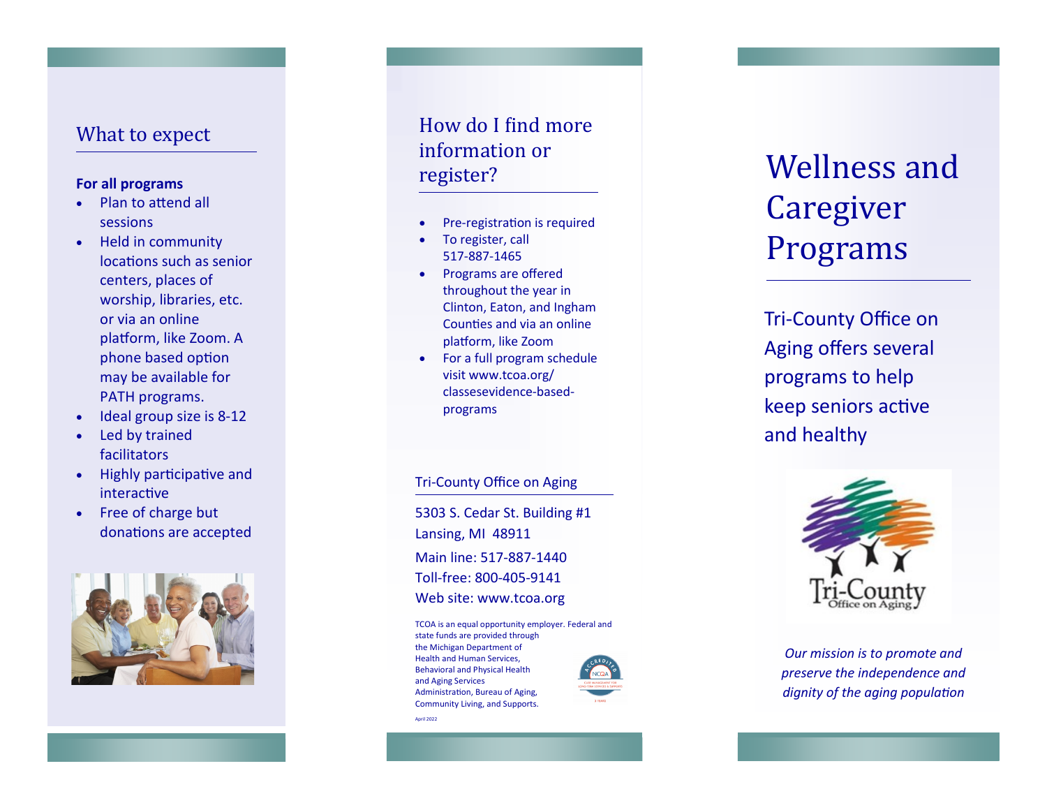## What to expect

**For all programs**

- Plan to attend all sessions
- Held in community locations such as senior centers, places of worship, libraries, etc. or via an online platform, like Zoom. A phone based option may be available for PATH programs.
- Ideal group size is 8-12
- Led by trained facilitators
- Highly participative and interactive
- Free of charge but donations are accepted

## How do I find more information or register?

- Pre-registration is required
- To register, call 517-887-1465
- Programs are offered throughout the year in Clinton, Eaton, and Ingham Counties and via an online platform, like Zoom
- For a full program schedule visit www.tcoa.org/classesevidence-based-programs

Tri-County Office on Aging

5303 S. Cedar St. Building #1
Lansing, MI 48911

Main line: 517-887-1440
Toll-free: 800-405-9141
Web site: www.tcoa.org

TCOA is an equal opportunity employer. Federal and state funds are provided through the Michigan Department of Health and Human Services, Behavioral and Physical Health and Aging Services Administration, Bureau of Aging, Community Living, and Supports.

April 2022

# Wellness and Caregiver Programs

Tri-County Office on Aging offers several programs to help keep seniors active and healthy

Tri-County Office on Aging

*Our mission is to promote and preserve the independence and dignity of the aging population*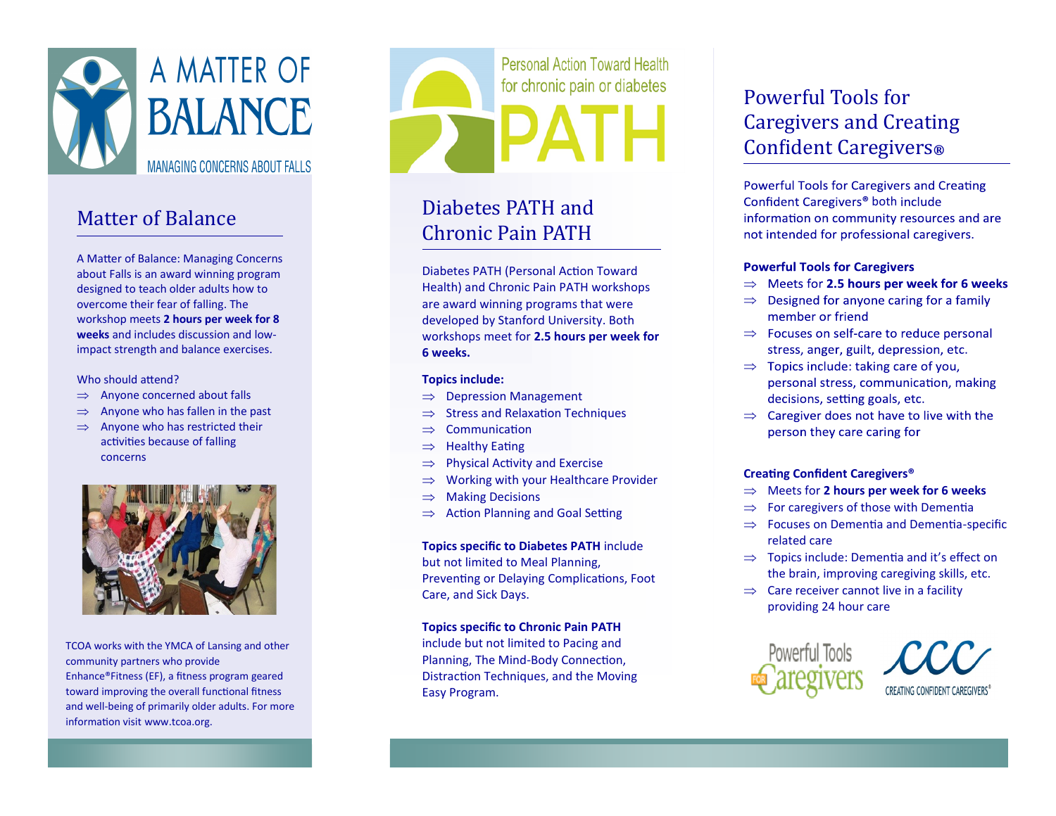A MATTER OF BALANCE

MANAGING CONCERNS ABOUT FALLS

## Matter of Balance

A Matter of Balance: Managing Concerns about Falls is an award winning program designed to teach older adults how to overcome their fear of falling. The workshop meets **2 hours per week for 8 weeks** and includes discussion and low-impact strength and balance exercises.

Who should attend?

⇒ Anyone concerned about falls
⇒ Anyone who has fallen in the past
⇒ Anyone who has restricted their activities because of falling concerns

TCOA works with the YMCA of Lansing and other community partners who provide Enhance®Fitness (EF), a fitness program geared toward improving the overall functional fitness and well-being of primarily older adults. For more information visit www.tcoa.org.

Personal Action Toward Health for chronic pain or diabetes

PATH

## Diabetes PATH and Chronic Pain PATH

Diabetes PATH (Personal Action Toward Health) and Chronic Pain PATH workshops are award winning programs that were developed by Stanford University. Both workshops meet for **2.5 hours per week for 6 weeks.**

**Topics include:**

⇒ Depression Management
⇒ Stress and Relaxation Techniques
⇒ Communication
⇒ Healthy Eating
⇒ Physical Activity and Exercise
⇒ Working with your Healthcare Provider
⇒ Making Decisions
⇒ Action Planning and Goal Setting

**Topics specific to Diabetes PATH** include but not limited to Meal Planning, Preventing or Delaying Complications, Foot Care, and Sick Days.

**Topics specific to Chronic Pain PATH** include but not limited to Pacing and Planning, The Mind-Body Connection, Distraction Techniques, and the Moving Easy Program.

## Powerful Tools for Caregivers and Creating Confident Caregivers®

Powerful Tools for Caregivers and Creating Confident Caregivers® both include information on community resources and are not intended for professional caregivers.

**Powerful Tools for Caregivers**

⇒ Meets for **2.5 hours per week for 6 weeks**
⇒ Designed for anyone caring for a family member or friend
⇒ Focuses on self-care to reduce personal stress, anger, guilt, depression, etc.
⇒ Topics include: taking care of you, personal stress, communication, making decisions, setting goals, etc.
⇒ Caregiver does not have to live with the person they care caring for

**Creating Confident Caregivers®**

⇒ Meets for **2 hours per week for 6 weeks**
⇒ For caregivers of those with Dementia
⇒ Focuses on Dementia and Dementia-specific related care
⇒ Topics include: Dementia and it's effect on the brain, improving caregiving skills, etc.
⇒ Care receiver cannot live in a facility providing 24 hour care

Powerful Tools for Caregivers

CCC CREATING CONFIDENT CAREGIVERS®